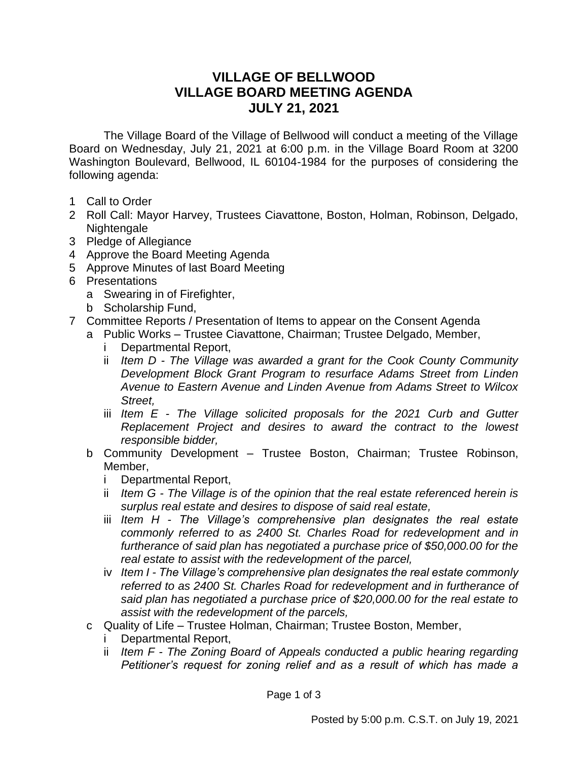# VILLAGE OF BELLWOOD
# VILLAGE BOARD MEETING AGENDA
# JULY 21, 2021

The Village Board of the Village of Bellwood will conduct a meeting of the Village Board on Wednesday, July 21, 2021 at 6:00 p.m. in the Village Board Room at 3200 Washington Boulevard, Bellwood, IL 60104-1984 for the purposes of considering the following agenda:

1 Call to Order
2 Roll Call: Mayor Harvey, Trustees Ciavattone, Boston, Holman, Robinson, Delgado, Nightengale
3 Pledge of Allegiance
4 Approve the Board Meeting Agenda
5 Approve Minutes of last Board Meeting
6 Presentations
   a Swearing in of Firefighter,
   b Scholarship Fund,
7 Committee Reports / Presentation of Items to appear on the Consent Agenda
   a Public Works – Trustee Ciavattone, Chairman; Trustee Delgado, Member,
      i Departmental Report,
      ii *Item D - The Village was awarded a grant for the Cook County Community Development Block Grant Program to resurface Adams Street from Linden Avenue to Eastern Avenue and Linden Avenue from Adams Street to Wilcox Street,*
      iii *Item E - The Village solicited proposals for the 2021 Curb and Gutter Replacement Project and desires to award the contract to the lowest responsible bidder,*
   b Community Development – Trustee Boston, Chairman; Trustee Robinson, Member,
      i Departmental Report,
      ii *Item G - The Village is of the opinion that the real estate referenced herein is surplus real estate and desires to dispose of said real estate,*
      iii *Item H - The Village's comprehensive plan designates the real estate commonly referred to as 2400 St. Charles Road for redevelopment and in furtherance of said plan has negotiated a purchase price of $50,000.00 for the real estate to assist with the redevelopment of the parcel,*
      iv *Item I - The Village's comprehensive plan designates the real estate commonly referred to as 2400 St. Charles Road for redevelopment and in furtherance of said plan has negotiated a purchase price of $20,000.00 for the real estate to assist with the redevelopment of the parcels,*
   c Quality of Life – Trustee Holman, Chairman; Trustee Boston, Member,
      i Departmental Report,
      ii *Item F - The Zoning Board of Appeals conducted a public hearing regarding Petitioner's request for zoning relief and as a result of which has made a*

Posted by 5:00 p.m. C.S.T. on July 19, 2021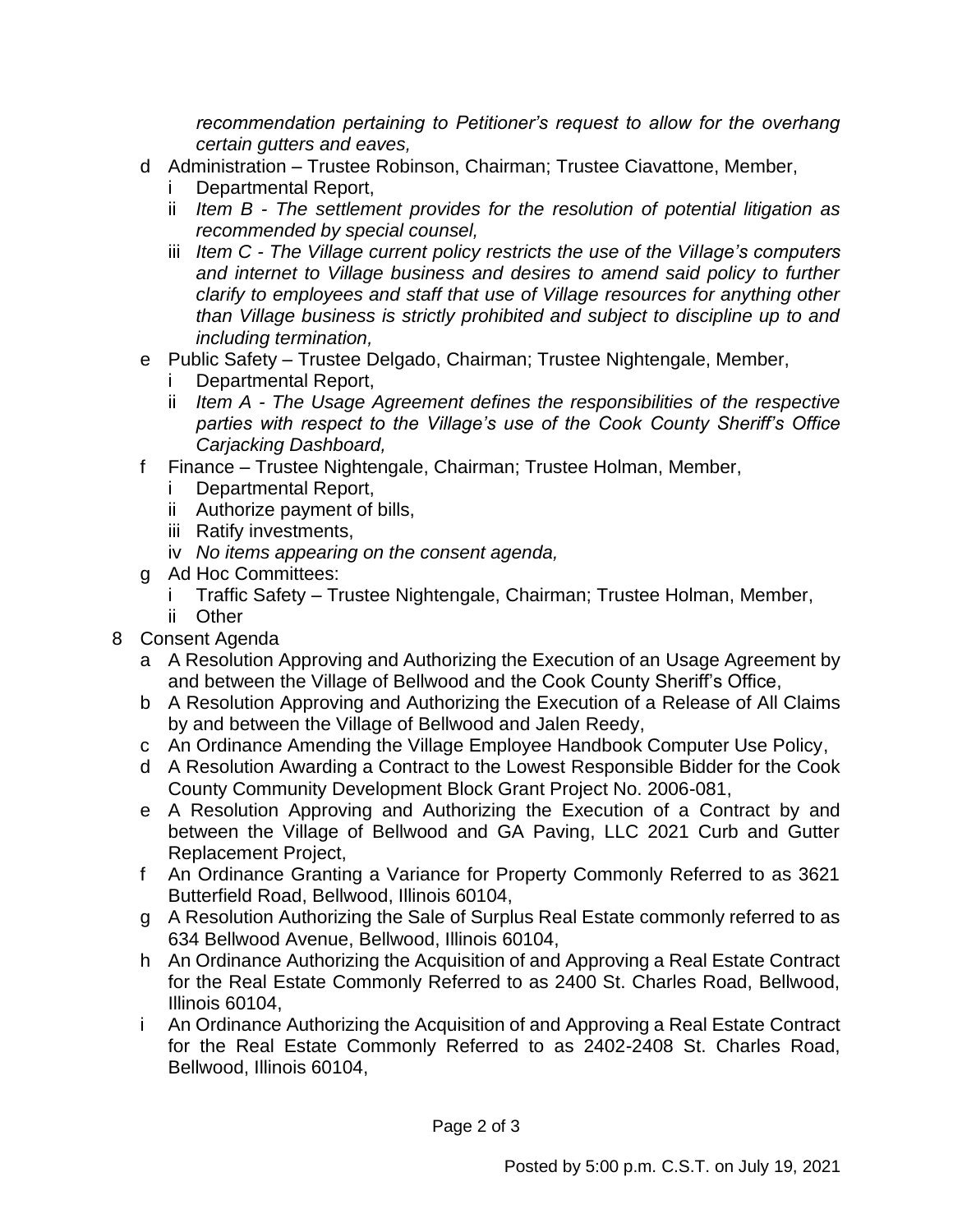*recommendation pertaining to Petitioner's request to allow for the overhang certain gutters and eaves,*

- d Administration – Trustee Robinson, Chairman; Trustee Ciavattone, Member,
  - i Departmental Report,
  - ii *Item B - The settlement provides for the resolution of potential litigation as recommended by special counsel,*
  - iii *Item C - The Village current policy restricts the use of the Village's computers and internet to Village business and desires to amend said policy to further clarify to employees and staff that use of Village resources for anything other than Village business is strictly prohibited and subject to discipline up to and including termination,*
- e Public Safety – Trustee Delgado, Chairman; Trustee Nightengale, Member,
  - i Departmental Report,
  - ii *Item A - The Usage Agreement defines the responsibilities of the respective parties with respect to the Village's use of the Cook County Sheriff's Office Carjacking Dashboard,*
- f Finance – Trustee Nightengale, Chairman; Trustee Holman, Member,
  - i Departmental Report,
  - ii Authorize payment of bills,
  - iii Ratify investments,
  - iv *No items appearing on the consent agenda,*
- g Ad Hoc Committees:
  - i Traffic Safety – Trustee Nightengale, Chairman; Trustee Holman, Member,
  - ii Other

8 Consent Agenda

- a A Resolution Approving and Authorizing the Execution of an Usage Agreement by and between the Village of Bellwood and the Cook County Sheriff's Office,
- b A Resolution Approving and Authorizing the Execution of a Release of All Claims by and between the Village of Bellwood and Jalen Reedy,
- c An Ordinance Amending the Village Employee Handbook Computer Use Policy,
- d A Resolution Awarding a Contract to the Lowest Responsible Bidder for the Cook County Community Development Block Grant Project No. 2006-081,
- e A Resolution Approving and Authorizing the Execution of a Contract by and between the Village of Bellwood and GA Paving, LLC 2021 Curb and Gutter Replacement Project,
- f An Ordinance Granting a Variance for Property Commonly Referred to as 3621 Butterfield Road, Bellwood, Illinois 60104,
- g A Resolution Authorizing the Sale of Surplus Real Estate commonly referred to as 634 Bellwood Avenue, Bellwood, Illinois 60104,
- h An Ordinance Authorizing the Acquisition of and Approving a Real Estate Contract for the Real Estate Commonly Referred to as 2400 St. Charles Road, Bellwood, Illinois 60104,
- i An Ordinance Authorizing the Acquisition of and Approving a Real Estate Contract for the Real Estate Commonly Referred to as 2402-2408 St. Charles Road, Bellwood, Illinois 60104,

Posted by 5:00 p.m. C.S.T. on July 19, 2021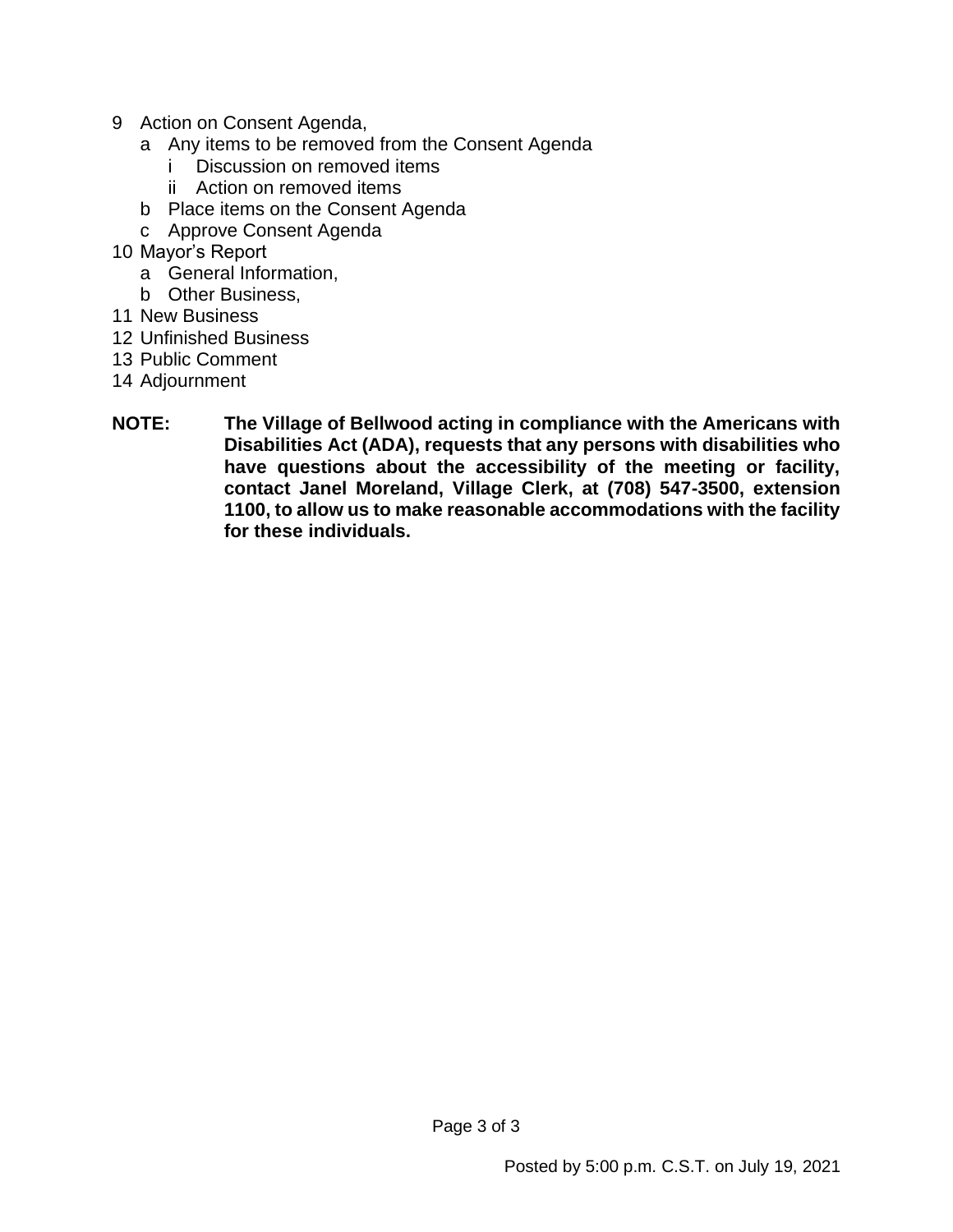9 Action on Consent Agenda,
   - a Any items to be removed from the Consent Agenda
      - i Discussion on removed items
      - ii Action on removed items
   - b Place items on the Consent Agenda
   - c Approve Consent Agenda

10 Mayor's Report
   - a General Information,
   - b Other Business,

11 New Business

12 Unfinished Business

13 Public Comment

14 Adjournment

**NOTE: The Village of Bellwood acting in compliance with the Americans with Disabilities Act (ADA), requests that any persons with disabilities who have questions about the accessibility of the meeting or facility, contact Janel Moreland, Village Clerk, at (708) 547-3500, extension 1100, to allow us to make reasonable accommodations with the facility for these individuals.**